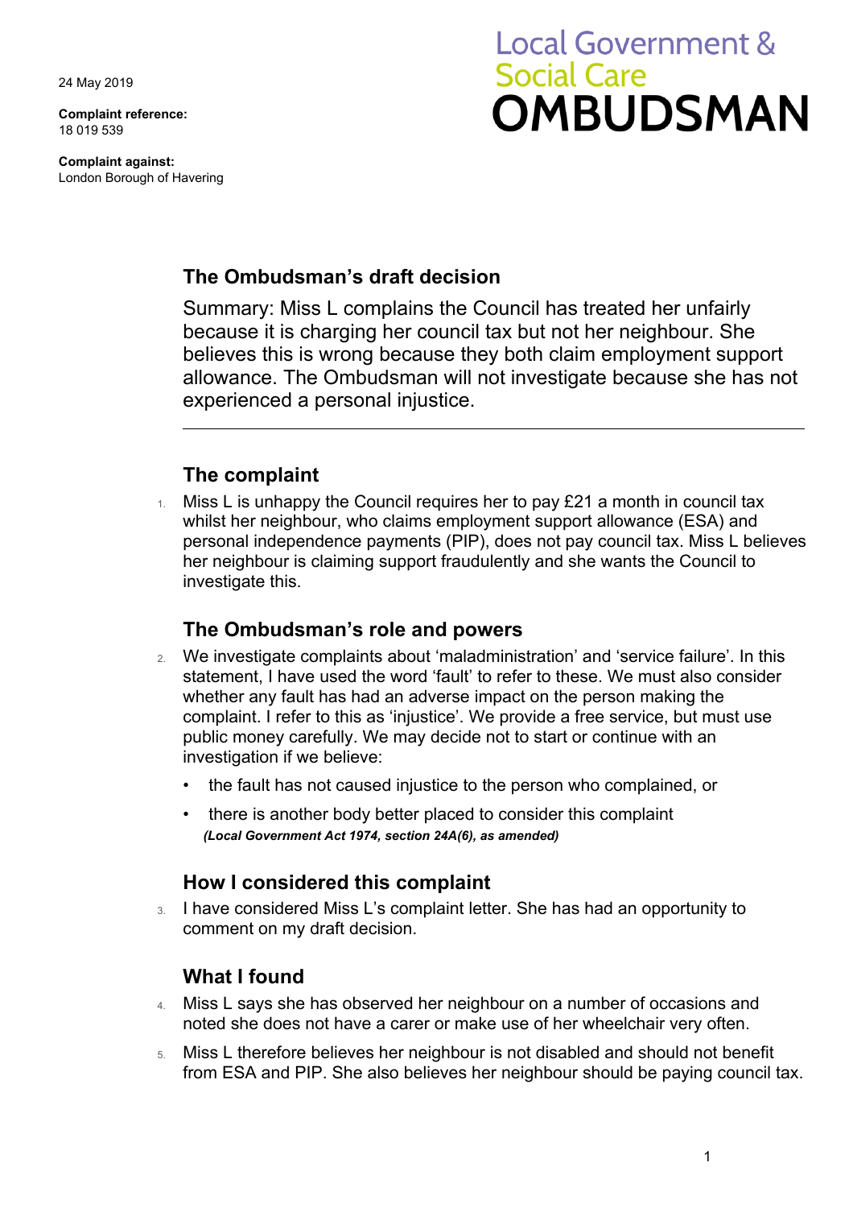24 May 2019

**Complaint reference:**
18 019 539

**Complaint against:**
London Borough of Havering

Local Government & Social Care
**OMBUDSMAN**

## The Ombudsman's draft decision

Summary: Miss L complains the Council has treated her unfairly because it is charging her council tax but not her neighbour. She believes this is wrong because they both claim employment support allowance. The Ombudsman will not investigate because she has not experienced a personal injustice.

---

## The complaint

1. Miss L is unhappy the Council requires her to pay £21 a month in council tax whilst her neighbour, who claims employment support allowance (ESA) and personal independence payments (PIP), does not pay council tax. Miss L believes her neighbour is claiming support fraudulently and she wants the Council to investigate this.

## The Ombudsman's role and powers

2. We investigate complaints about 'maladministration' and 'service failure'. In this statement, I have used the word 'fault' to refer to these. We must also consider whether any fault has had an adverse impact on the person making the complaint. I refer to this as 'injustice'. We provide a free service, but must use public money carefully. We may decide not to start or continue with an investigation if we believe:
   - the fault has not caused injustice to the person who complained, or
   - there is another body better placed to consider this complaint

   ***(Local Government Act 1974, section 24A(6), as amended)***

## How I considered this complaint

3. I have considered Miss L's complaint letter. She has had an opportunity to comment on my draft decision.

## What I found

4. Miss L says she has observed her neighbour on a number of occasions and noted she does not have a carer or make use of her wheelchair very often.
5. Miss L therefore believes her neighbour is not disabled and should not benefit from ESA and PIP. She also believes her neighbour should be paying council tax.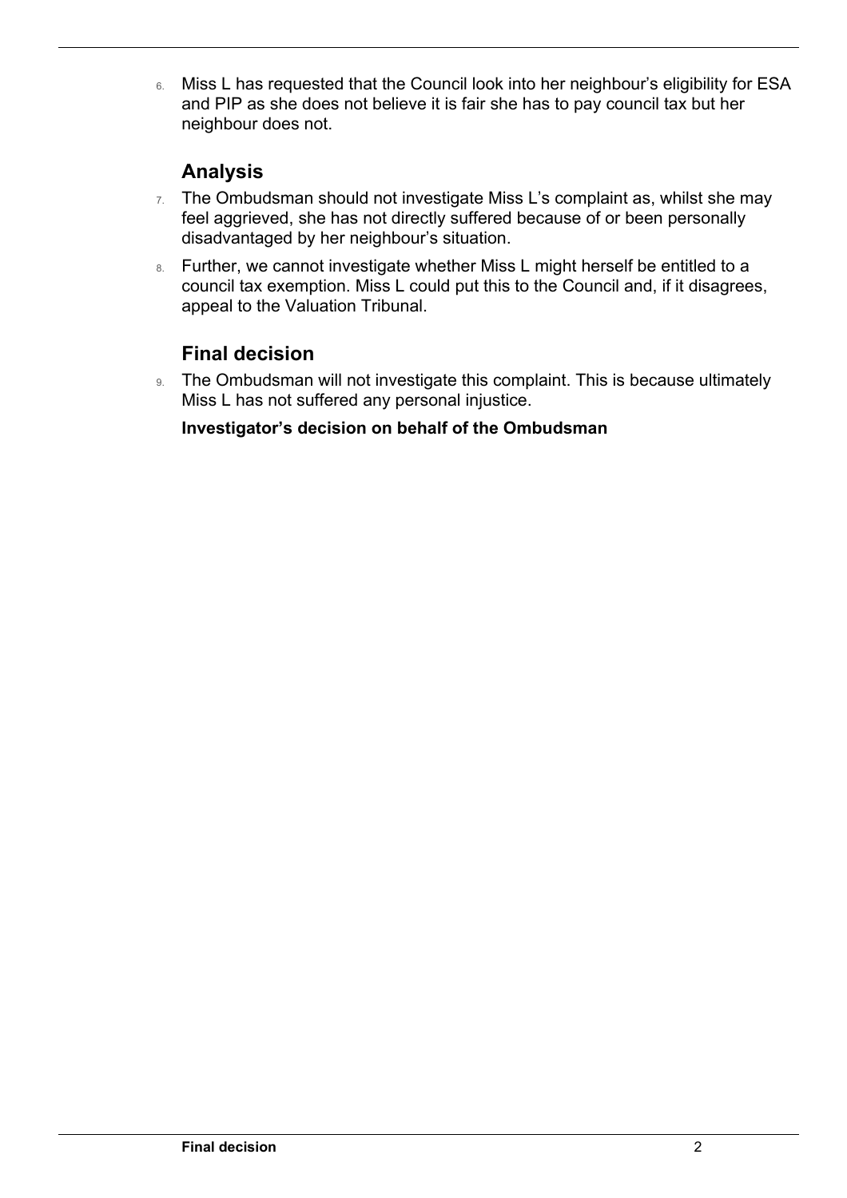6. Miss L has requested that the Council look into her neighbour's eligibility for ESA and PIP as she does not believe it is fair she has to pay council tax but her neighbour does not.

## Analysis

7. The Ombudsman should not investigate Miss L's complaint as, whilst she may feel aggrieved, she has not directly suffered because of or been personally disadvantaged by her neighbour's situation.

8. Further, we cannot investigate whether Miss L might herself be entitled to a council tax exemption. Miss L could put this to the Council and, if it disagrees, appeal to the Valuation Tribunal.

## Final decision

9. The Ombudsman will not investigate this complaint. This is because ultimately Miss L has not suffered any personal injustice.

**Investigator's decision on behalf of the Ombudsman**